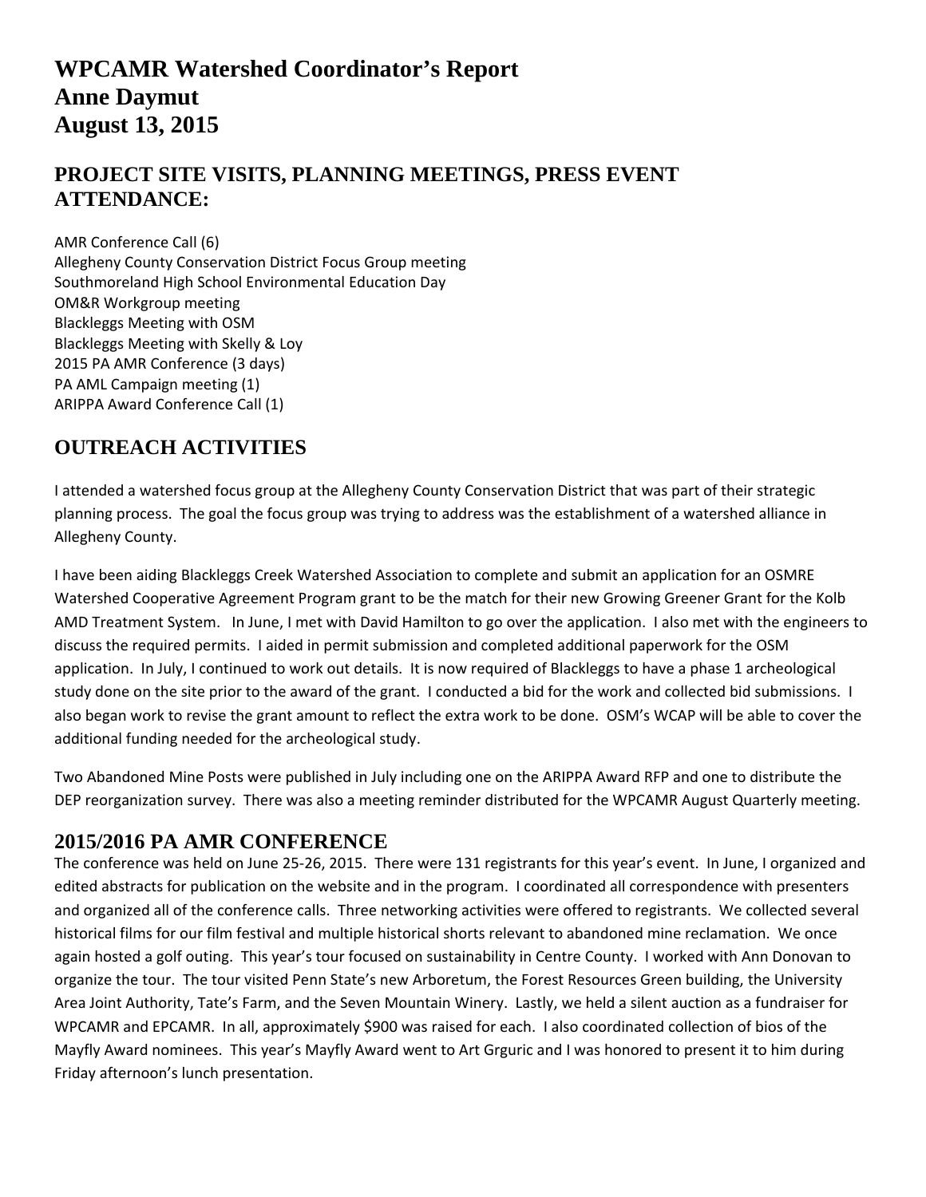# WPCAMR Watershed Coordinator's Report
# Anne Daymut
# August 13, 2015

## PROJECT SITE VISITS, PLANNING MEETINGS, PRESS EVENT ATTENDANCE:

AMR Conference Call (6)
Allegheny County Conservation District Focus Group meeting
Southmoreland High School Environmental Education Day
OM&R Workgroup meeting
Blackleggs Meeting with OSM
Blackleggs Meeting with Skelly & Loy
2015 PA AMR Conference (3 days)
PA AML Campaign meeting (1)
ARIPPA Award Conference Call (1)

## OUTREACH ACTIVITIES

I attended a watershed focus group at the Allegheny County Conservation District that was part of their strategic planning process. The goal the focus group was trying to address was the establishment of a watershed alliance in Allegheny County.

I have been aiding Blackleggs Creek Watershed Association to complete and submit an application for an OSMRE Watershed Cooperative Agreement Program grant to be the match for their new Growing Greener Grant for the Kolb AMD Treatment System. In June, I met with David Hamilton to go over the application. I also met with the engineers to discuss the required permits. I aided in permit submission and completed additional paperwork for the OSM application. In July, I continued to work out details. It is now required of Blackleggs to have a phase 1 archeological study done on the site prior to the award of the grant. I conducted a bid for the work and collected bid submissions. I also began work to revise the grant amount to reflect the extra work to be done. OSM's WCAP will be able to cover the additional funding needed for the archeological study.

Two Abandoned Mine Posts were published in July including one on the ARIPPA Award RFP and one to distribute the DEP reorganization survey. There was also a meeting reminder distributed for the WPCAMR August Quarterly meeting.

## 2015/2016 PA AMR CONFERENCE

The conference was held on June 25-26, 2015. There were 131 registrants for this year's event. In June, I organized and edited abstracts for publication on the website and in the program. I coordinated all correspondence with presenters and organized all of the conference calls. Three networking activities were offered to registrants. We collected several historical films for our film festival and multiple historical shorts relevant to abandoned mine reclamation. We once again hosted a golf outing. This year's tour focused on sustainability in Centre County. I worked with Ann Donovan to organize the tour. The tour visited Penn State's new Arboretum, the Forest Resources Green building, the University Area Joint Authority, Tate's Farm, and the Seven Mountain Winery. Lastly, we held a silent auction as a fundraiser for WPCAMR and EPCAMR. In all, approximately $900 was raised for each. I also coordinated collection of bios of the Mayfly Award nominees. This year's Mayfly Award went to Art Grguric and I was honored to present it to him during Friday afternoon's lunch presentation.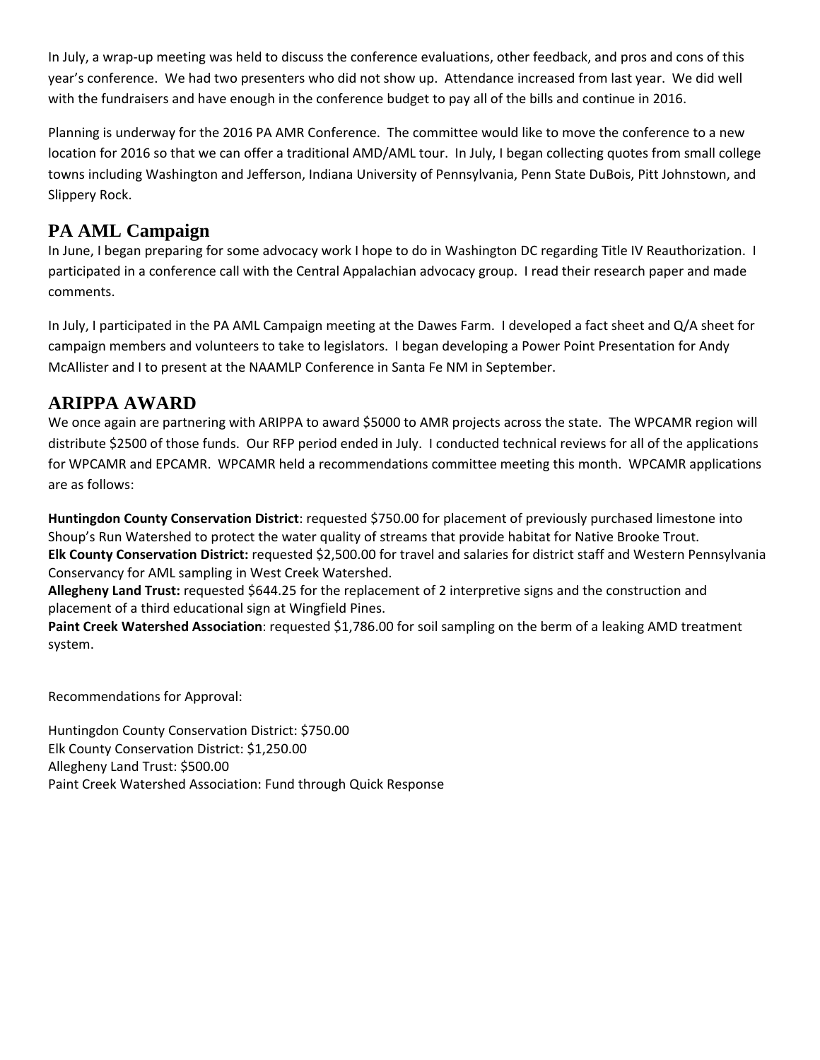In July, a wrap-up meeting was held to discuss the conference evaluations, other feedback, and pros and cons of this year's conference. We had two presenters who did not show up. Attendance increased from last year. We did well with the fundraisers and have enough in the conference budget to pay all of the bills and continue in 2016.

Planning is underway for the 2016 PA AMR Conference. The committee would like to move the conference to a new location for 2016 so that we can offer a traditional AMD/AML tour. In July, I began collecting quotes from small college towns including Washington and Jefferson, Indiana University of Pennsylvania, Penn State DuBois, Pitt Johnstown, and Slippery Rock.

## PA AML Campaign

In June, I began preparing for some advocacy work I hope to do in Washington DC regarding Title IV Reauthorization. I participated in a conference call with the Central Appalachian advocacy group. I read their research paper and made comments.

In July, I participated in the PA AML Campaign meeting at the Dawes Farm. I developed a fact sheet and Q/A sheet for campaign members and volunteers to take to legislators. I began developing a Power Point Presentation for Andy McAllister and I to present at the NAAMLP Conference in Santa Fe NM in September.

## ARIPPA AWARD

We once again are partnering with ARIPPA to award $5000 to AMR projects across the state. The WPCAMR region will distribute $2500 of those funds. Our RFP period ended in July. I conducted technical reviews for all of the applications for WPCAMR and EPCAMR. WPCAMR held a recommendations committee meeting this month. WPCAMR applications are as follows:

**Huntingdon County Conservation District**: requested $750.00 for placement of previously purchased limestone into Shoup's Run Watershed to protect the water quality of streams that provide habitat for Native Brooke Trout.
**Elk County Conservation District:** requested $2,500.00 for travel and salaries for district staff and Western Pennsylvania Conservancy for AML sampling in West Creek Watershed.
**Allegheny Land Trust:** requested $644.25 for the replacement of 2 interpretive signs and the construction and placement of a third educational sign at Wingfield Pines.
**Paint Creek Watershed Association**: requested $1,786.00 for soil sampling on the berm of a leaking AMD treatment system.

Recommendations for Approval:

Huntingdon County Conservation District: $750.00
Elk County Conservation District: $1,250.00
Allegheny Land Trust: $500.00
Paint Creek Watershed Association: Fund through Quick Response